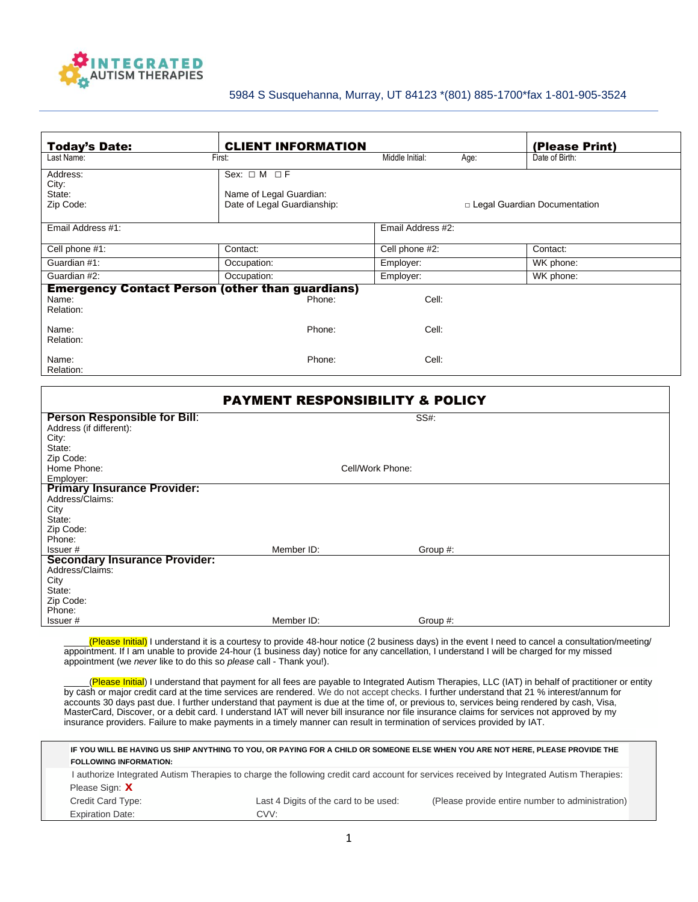INTEGRATED AUTISM THERAPIES

5984 S Susquehanna, Murray, UT 84123 *(801) 885-1700*fax 1-801-905-3524

| **Today's Date:** | **CLIENT INFORMATION** | | **(Please Print)** |
|---|---|---|---|
| Last Name: | First: | Middle Initial: Age: | Date of Birth: |
| Address:<br>City:<br>State:<br>Zip Code: | Sex: ☐ M ☐ F<br><br>Name of Legal Guardian:<br>Date of Legal Guardianship: | | □ Legal Guardian Documentation |
| Email Address #1: | | Email Address #2: | |
| Cell phone #1: | Contact: | Cell phone #2: | Contact: |
| Guardian #1: | Occupation: | Employer: | WK phone: |
| Guardian #2: | Occupation: | Employer: | WK phone: |

**Emergency Contact Person (other than guardians)**

| Name: | Phone: | Cell: |
|---|---|---|
| Relation: | | |
| Name: | Phone: | Cell: |
| Relation: | | |
| Name: | Phone: | Cell: |
| Relation: | | |

## PAYMENT RESPONSIBILITY & POLICY

**Person Responsible for Bill**: SS#:
Address (if different):
City:
State:
Zip Code:
Home Phone: Cell/Work Phone:
Employer:

**Primary Insurance Provider:**
Address/Claims:
City
State:
Zip Code:
Phone:
Issuer # Member ID: Group #:

**Secondary Insurance Provider:**
Address/Claims:
City
State:
Zip Code:
Phone:
Issuer # Member ID: Group #:

_____(Please Initial) I understand it is a courtesy to provide 48-hour notice (2 business days) in the event I need to cancel a consultation/meeting/ appointment. If I am unable to provide 24-hour (1 business day) notice for any cancellation, I understand I will be charged for my missed appointment (we *never* like to do this so *please* call - Thank you!).

_____(Please Initial) I understand that payment for all fees are payable to Integrated Autism Therapies, LLC (IAT) in behalf of practitioner or entity by cash or major credit card at the time services are rendered. We do not accept checks. I further understand that 21 % interest/annum for accounts 30 days past due. I further understand that payment is due at the time of, or previous to, services being rendered by cash, Visa, MasterCard, Discover, or a debit card. I understand IAT will never bill insurance nor file insurance claims for services not approved by my insurance providers. Failure to make payments in a timely manner can result in termination of services provided by IAT.

**IF YOU WILL BE HAVING US SHIP ANYTHING TO YOU, OR PAYING FOR A CHILD OR SOMEONE ELSE WHEN YOU ARE NOT HERE, PLEASE PROVIDE THE FOLLOWING INFORMATION:**

I authorize Integrated Autism Therapies to charge the following credit card account for services received by Integrated Autism Therapies:

Please Sign: **X**

Credit Card Type: Last 4 Digits of the card to be used: (Please provide entire number to administration)

Expiration Date: CVV: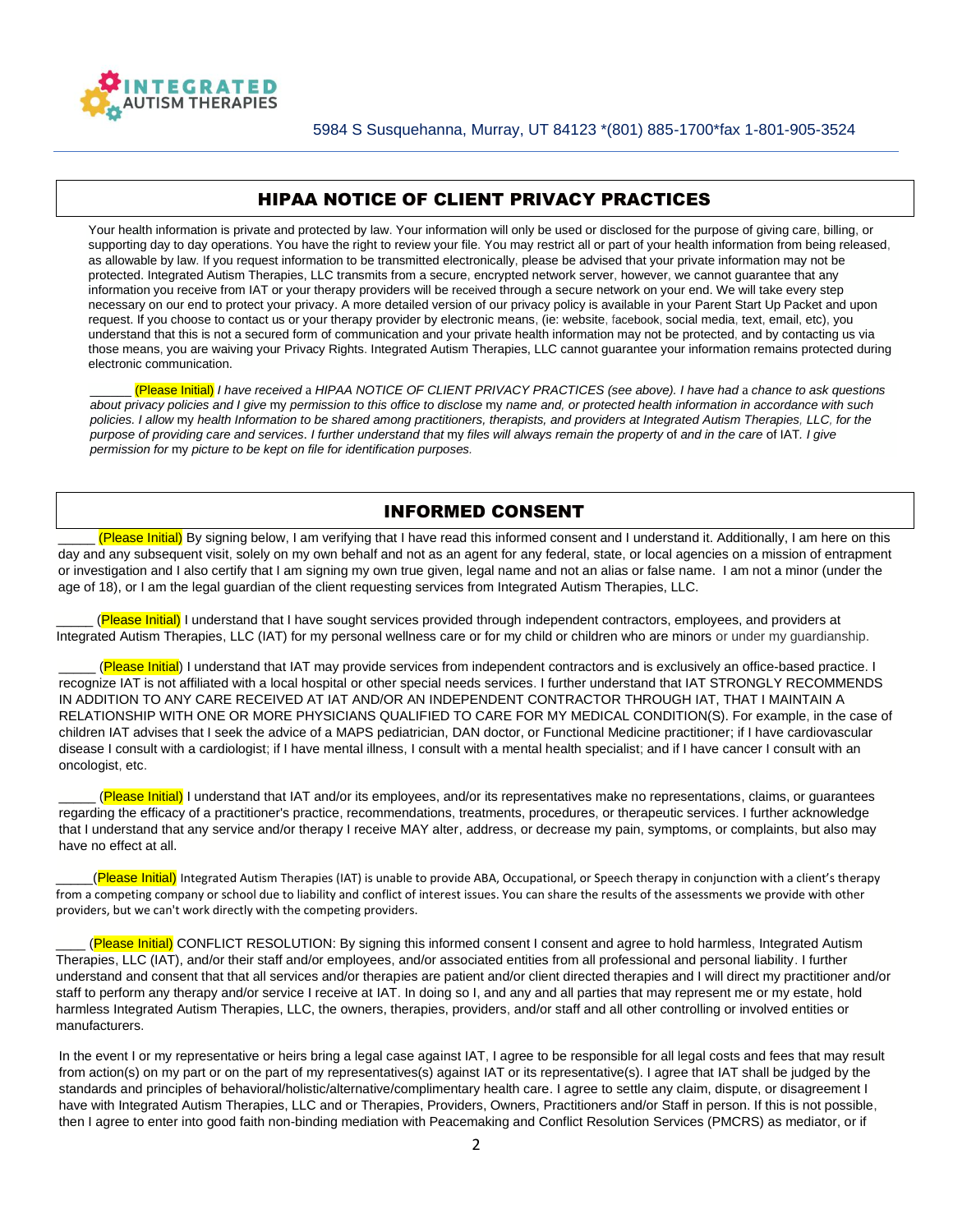INTEGRATED AUTISM THERAPIES

5984 S Susquehanna, Murray, UT 84123 *(801) 885-1700*fax 1-801-905-3524

## HIPAA NOTICE OF CLIENT PRIVACY PRACTICES

Your health information is private and protected by law. Your information will only be used or disclosed for the purpose of giving care, billing, or supporting day to day operations. You have the right to review your file. You may restrict all or part of your health information from being released, as allowable by law. If you request information to be transmitted electronically, please be advised that your private information may not be protected. Integrated Autism Therapies, LLC transmits from a secure, encrypted network server, however, we cannot guarantee that any information you receive from IAT or your therapy providers will be received through a secure network on your end. We will take every step necessary on our end to protect your privacy. A more detailed version of our privacy policy is available in your Parent Start Up Packet and upon request. If you choose to contact us or your therapy provider by electronic means, (ie: website, facebook, social media, text, email, etc), you understand that this is not a secured form of communication and your private health information may not be protected, and by contacting us via those means, you are waiving your Privacy Rights. Integrated Autism Therapies, LLC cannot guarantee your information remains protected during electronic communication.

______ (Please Initial) *I have received a HIPAA NOTICE OF CLIENT PRIVACY PRACTICES (see above). I have had a chance to ask questions about privacy policies and I give my permission to this office to disclose my name and, or protected health information in accordance with such policies. I allow my health Information to be shared among practitioners, therapists, and providers at Integrated Autism Therapies, LLC, for the purpose of providing care and services. I further understand that my files will always remain the property of and in the care of IAT. I give permission for my picture to be kept on file for identification purposes.*

## INFORMED CONSENT

_____ (Please Initial) By signing below, I am verifying that I have read this informed consent and I understand it. Additionally, I am here on this day and any subsequent visit, solely on my own behalf and not as an agent for any federal, state, or local agencies on a mission of entrapment or investigation and I also certify that I am signing my own true given, legal name and not an alias or false name. I am not a minor (under the age of 18), or I am the legal guardian of the client requesting services from Integrated Autism Therapies, LLC.

_____ (Please Initial) I understand that I have sought services provided through independent contractors, employees, and providers at Integrated Autism Therapies, LLC (IAT) for my personal wellness care or for my child or children who are minors or under my guardianship.

_____ (Please Initial) I understand that IAT may provide services from independent contractors and is exclusively an office-based practice. I recognize IAT is not affiliated with a local hospital or other special needs services. I further understand that IAT STRONGLY RECOMMENDS IN ADDITION TO ANY CARE RECEIVED AT IAT AND/OR AN INDEPENDENT CONTRACTOR THROUGH IAT, THAT I MAINTAIN A RELATIONSHIP WITH ONE OR MORE PHYSICIANS QUALIFIED TO CARE FOR MY MEDICAL CONDITION(S). For example, in the case of children IAT advises that I seek the advice of a MAPS pediatrician, DAN doctor, or Functional Medicine practitioner; if I have cardiovascular disease I consult with a cardiologist; if I have mental illness, I consult with a mental health specialist; and if I have cancer I consult with an oncologist, etc.

_____ (Please Initial) I understand that IAT and/or its employees, and/or its representatives make no representations, claims, or guarantees regarding the efficacy of a practitioner's practice, recommendations, treatments, procedures, or therapeutic services. I further acknowledge that I understand that any service and/or therapy I receive MAY alter, address, or decrease my pain, symptoms, or complaints, but also may have no effect at all.

_____(Please Initial) Integrated Autism Therapies (IAT) is unable to provide ABA, Occupational, or Speech therapy in conjunction with a client's therapy from a competing company or school due to liability and conflict of interest issues. You can share the results of the assessments we provide with other providers, but we can't work directly with the competing providers.

____ (Please Initial) CONFLICT RESOLUTION: By signing this informed consent I consent and agree to hold harmless, Integrated Autism Therapies, LLC (IAT), and/or their staff and/or employees, and/or associated entities from all professional and personal liability. I further understand and consent that that all services and/or therapies are patient and/or client directed therapies and I will direct my practitioner and/or staff to perform any therapy and/or service I receive at IAT. In doing so I, and any and all parties that may represent me or my estate, hold harmless Integrated Autism Therapies, LLC, the owners, therapies, providers, and/or staff and all other controlling or involved entities or manufacturers.

In the event I or my representative or heirs bring a legal case against IAT, I agree to be responsible for all legal costs and fees that may result from action(s) on my part or on the part of my representatives(s) against IAT or its representative(s). I agree that IAT shall be judged by the standards and principles of behavioral/holistic/alternative/complimentary health care. I agree to settle any claim, dispute, or disagreement I have with Integrated Autism Therapies, LLC and or Therapies, Providers, Owners, Practitioners and/or Staff in person. If this is not possible, then I agree to enter into good faith non-binding mediation with Peacemaking and Conflict Resolution Services (PMCRS) as mediator, or if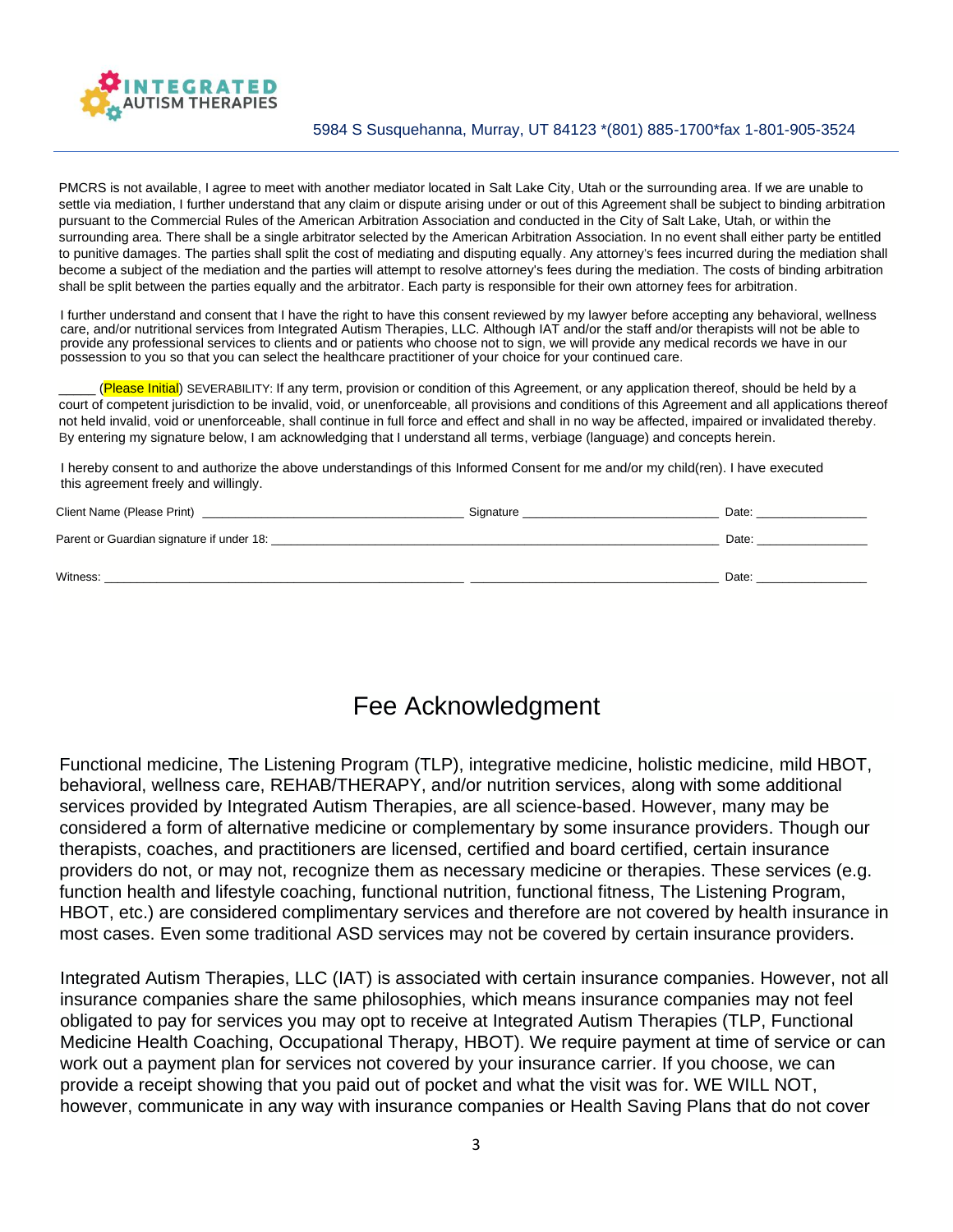PMCRS is not available, I agree to meet with another mediator located in Salt Lake City, Utah or the surrounding area. If we are unable to settle via mediation, I further understand that any claim or dispute arising under or out of this Agreement shall be subject to binding arbitration pursuant to the Commercial Rules of the American Arbitration Association and conducted in the City of Salt Lake, Utah, or within the surrounding area. There shall be a single arbitrator selected by the American Arbitration Association. In no event shall either party be entitled to punitive damages. The parties shall split the cost of mediating and disputing equally. Any attorney's fees incurred during the mediation shall become a subject of the mediation and the parties will attempt to resolve attorney's fees during the mediation. The costs of binding arbitration shall be split between the parties equally and the arbitrator. Each party is responsible for their own attorney fees for arbitration.

I further understand and consent that I have the right to have this consent reviewed by my lawyer before accepting any behavioral, wellness care, and/or nutritional services from Integrated Autism Therapies, LLC. Although IAT and/or the staff and/or therapists will not be able to provide any professional services to clients and or patients who choose not to sign, we will provide any medical records we have in our possession to you so that you can select the healthcare practitioner of your choice for your continued care.

_____ (Please Initial) SEVERABILITY: If any term, provision or condition of this Agreement, or any application thereof, should be held by a court of competent jurisdiction to be invalid, void, or unenforceable, all provisions and conditions of this Agreement and all applications thereof not held invalid, void or unenforceable, shall continue in full force and effect and shall in no way be affected, impaired or invalidated thereby. By entering my signature below, I am acknowledging that I understand all terms, verbiage (language) and concepts herein.

I hereby consent to and authorize the above understandings of this Informed Consent for me and/or my child(ren). I have executed this agreement freely and willingly.

Client Name (Please Print) ______________________________ Signature ______________________________ Date: ________________

Parent or Guardian signature if under 18: ______________________________________________________________ Date: ________________

Witness: ______________________________________________ ______________________________ Date: ________________

# Fee Acknowledgment

Functional medicine, The Listening Program (TLP), integrative medicine, holistic medicine, mild HBOT, behavioral, wellness care, REHAB/THERAPY, and/or nutrition services, along with some additional services provided by Integrated Autism Therapies, are all science-based. However, many may be considered a form of alternative medicine or complementary by some insurance providers. Though our therapists, coaches, and practitioners are licensed, certified and board certified, certain insurance providers do not, or may not, recognize them as necessary medicine or therapies. These services (e.g. function health and lifestyle coaching, functional nutrition, functional fitness, The Listening Program, HBOT, etc.) are considered complimentary services and therefore are not covered by health insurance in most cases. Even some traditional ASD services may not be covered by certain insurance providers.

Integrated Autism Therapies, LLC (IAT) is associated with certain insurance companies. However, not all insurance companies share the same philosophies, which means insurance companies may not feel obligated to pay for services you may opt to receive at Integrated Autism Therapies (TLP, Functional Medicine Health Coaching, Occupational Therapy, HBOT). We require payment at time of service or can work out a payment plan for services not covered by your insurance carrier. If you choose, we can provide a receipt showing that you paid out of pocket and what the visit was for. WE WILL NOT, however, communicate in any way with insurance companies or Health Saving Plans that do not cover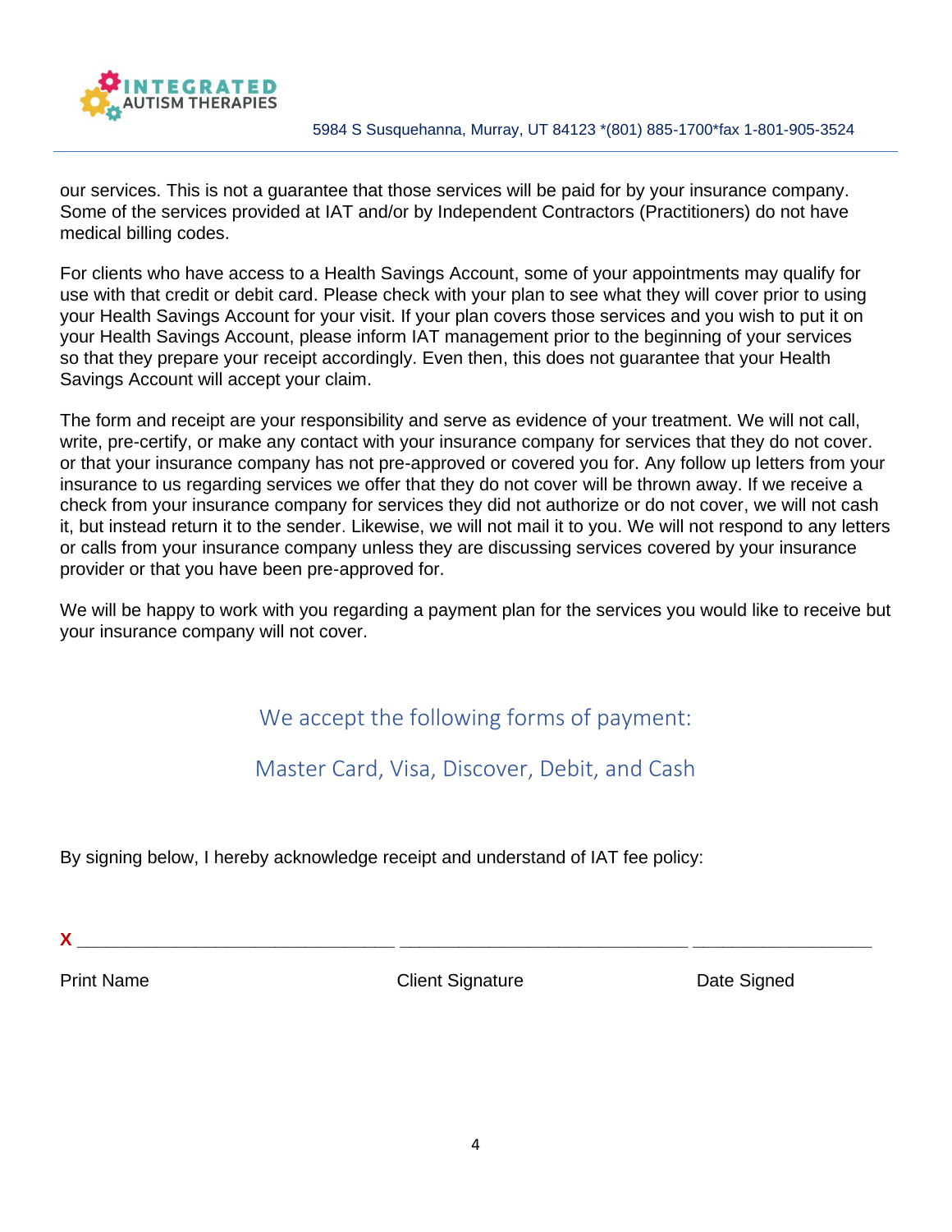our services. This is not a guarantee that those services will be paid for by your insurance company. Some of the services provided at IAT and/or by Independent Contractors (Practitioners) do not have medical billing codes.

For clients who have access to a Health Savings Account, some of your appointments may qualify for use with that credit or debit card. Please check with your plan to see what they will cover prior to using your Health Savings Account for your visit. If your plan covers those services and you wish to put it on your Health Savings Account, please inform IAT management prior to the beginning of your services so that they prepare your receipt accordingly. Even then, this does not guarantee that your Health Savings Account will accept your claim.

The form and receipt are your responsibility and serve as evidence of your treatment. We will not call, write, pre-certify, or make any contact with your insurance company for services that they do not cover. or that your insurance company has not pre-approved or covered you for. Any follow up letters from your insurance to us regarding services we offer that they do not cover will be thrown away. If we receive a check from your insurance company for services they did not authorize or do not cover, we will not cash it, but instead return it to the sender. Likewise, we will not mail it to you. We will not respond to any letters or calls from your insurance company unless they are discussing services covered by your insurance provider or that you have been pre-approved for.

We will be happy to work with you regarding a payment plan for the services you would like to receive but your insurance company will not cover.

## We accept the following forms of payment:

## Master Card, Visa, Discover, Debit, and Cash

By signing below, I hereby acknowledge receipt and understand of IAT fee policy:

X ________________________________ ______________________________ ___________________

Print Name Client Signature Date Signed